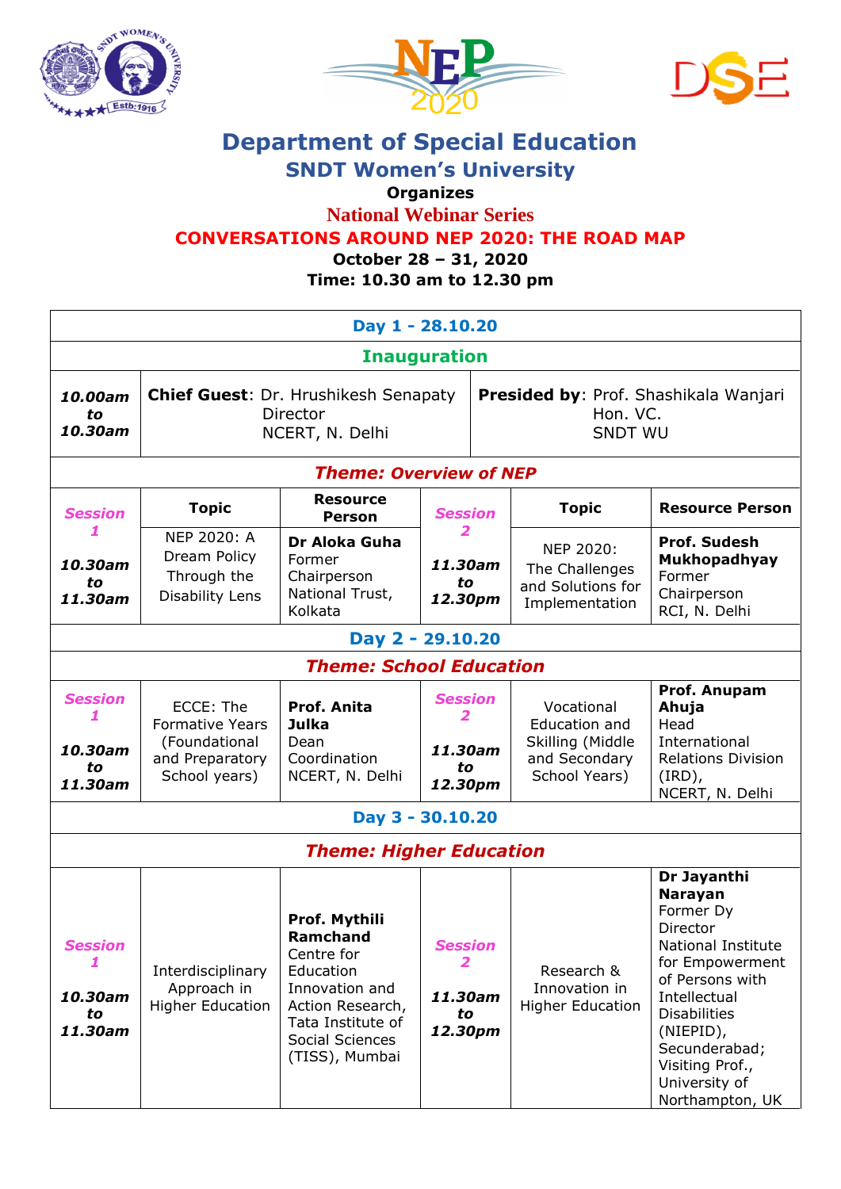# Department of Special Education

## SNDT Women's University

**Organizes**

## National Webinar Series

## CONVERSATIONS AROUND NEP 2020: THE ROAD MAP

**October 28 – 31, 2020**

**Time: 10.30 am to 12.30 pm**

| Day 1 - 28.10.20 | | | | | |
|---|---|---|---|---|---|
| **Inauguration** | | | | | |
| ***10.00am to 10.30am*** | **Chief Guest**: Dr. Hrushikesh Senapaty<br>Director<br>NCERT, N. Delhi | | **Presided by**: Prof. Shashikala Wanjari<br>Hon. VC.<br>SNDT WU | | |
| ***Theme: Overview of NEP*** | | | | | |
| ***Session 1*** | **Topic** | **Resource Person** | ***Session 2*** | **Topic** | **Resource Person** |
| ***10.30am to 11.30am*** | NEP 2020: A Dream Policy Through the Disability Lens | **Dr Aloka Guha**<br>Former Chairperson<br>National Trust, Kolkata | ***11.30am to 12.30pm*** | NEP 2020: The Challenges and Solutions for Implementation | **Prof. Sudesh Mukhopadhyay**<br>Former Chairperson<br>RCI, N. Delhi |
| **Day 2 - 29.10.20** | | | | | |
| ***Theme: School Education*** | | | | | |
| ***Session 1***<br>***10.30am to 11.30am*** | ECCE: The Formative Years (Foundational and Preparatory School years) | **Prof. Anita Julka**<br>Dean<br>Coordination<br>NCERT, N. Delhi | ***Session 2***<br>***11.30am to 12.30pm*** | Vocational Education and Skilling (Middle and Secondary School Years) | **Prof. Anupam Ahuja**<br>Head<br>International Relations Division (IRD),<br>NCERT, N. Delhi |
| **Day 3 - 30.10.20** | | | | | |
| ***Theme: Higher Education*** | | | | | |
| ***Session 1***<br>***10.30am to 11.30am*** | Interdisciplinary Approach in Higher Education | **Prof. Mythili Ramchand**<br>Centre for Education Innovation and Action Research, Tata Institute of Social Sciences (TISS), Mumbai | ***Session 2***<br>***11.30am to 12.30pm*** | Research & Innovation in Higher Education | **Dr Jayanthi Narayan**<br>Former Dy Director<br>National Institute for Empowerment of Persons with Intellectual Disabilities (NIEPID), Secunderabad;<br>Visiting Prof., University of Northampton, UK |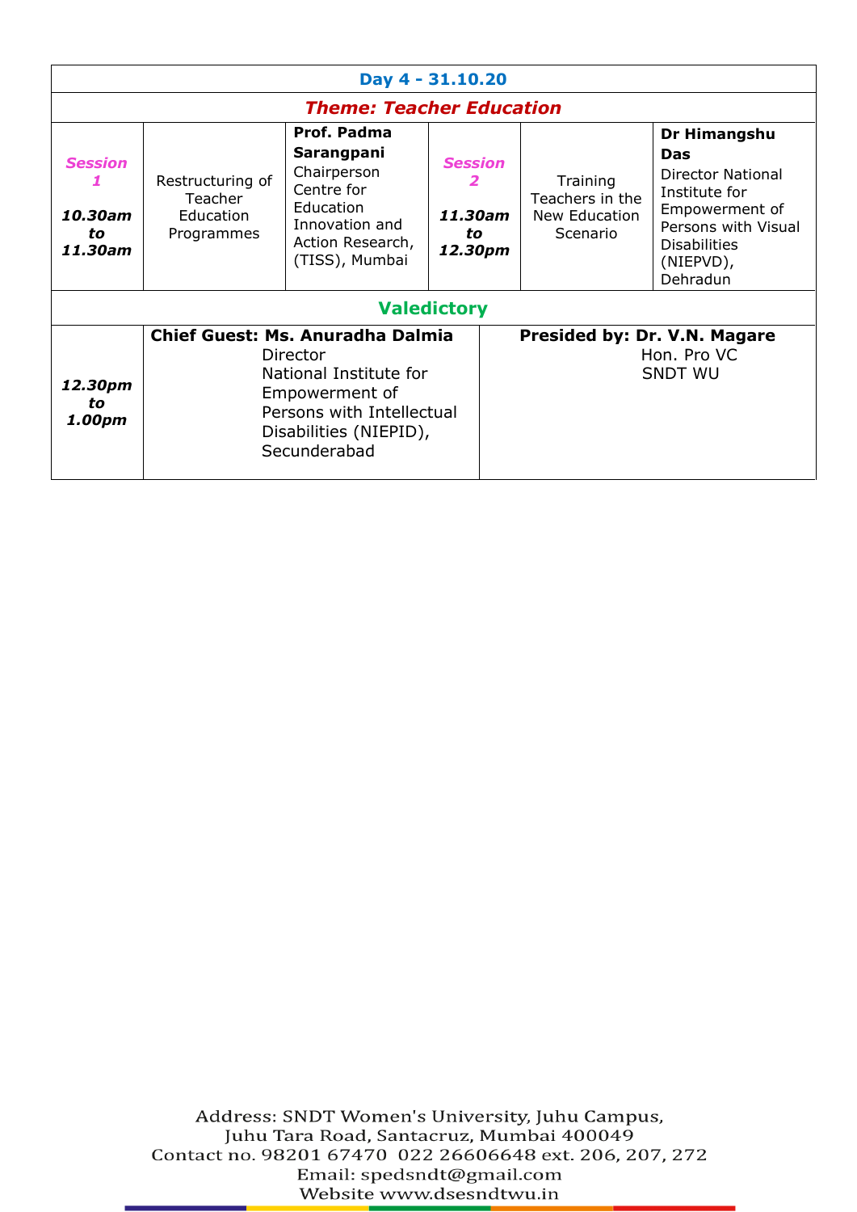| Day 4 - 31.10.20 | | | | | |
|---|---|---|---|---|---|
| ***Theme: Teacher Education*** | | | | | |
| ***Session 1*** ***10.30am to 11.30am*** | Restructuring of Teacher Education Programmes | **Prof. Padma Sarangpani** Chairperson Centre for Education Innovation and Action Research, (TISS), Mumbai | ***Session 2*** ***11.30am to 12.30pm*** | Training Teachers in the New Education Scenario | **Dr Himangshu Das** Director National Institute for Empowerment of Persons with Visual Disabilities (NIEPVD), Dehradun |
| **Valedictory** | | | | | |
| ***12.30pm to 1.00pm*** | **Chief Guest: Ms. Anuradha Dalmia** Director National Institute for Empowerment of Persons with Intellectual Disabilities (NIEPID), Secunderabad | | **Presided by: Dr. V.N. Magare** Hon. Pro VC SNDT WU | | |

Address: SNDT Women's University, Juhu Campus,
Juhu Tara Road, Santacruz, Mumbai 400049
Contact no. 98201 67470 022 26606648 ext. 206, 207, 272
Email: spedsndt@gmail.com
Website www.dsesndtwu.in